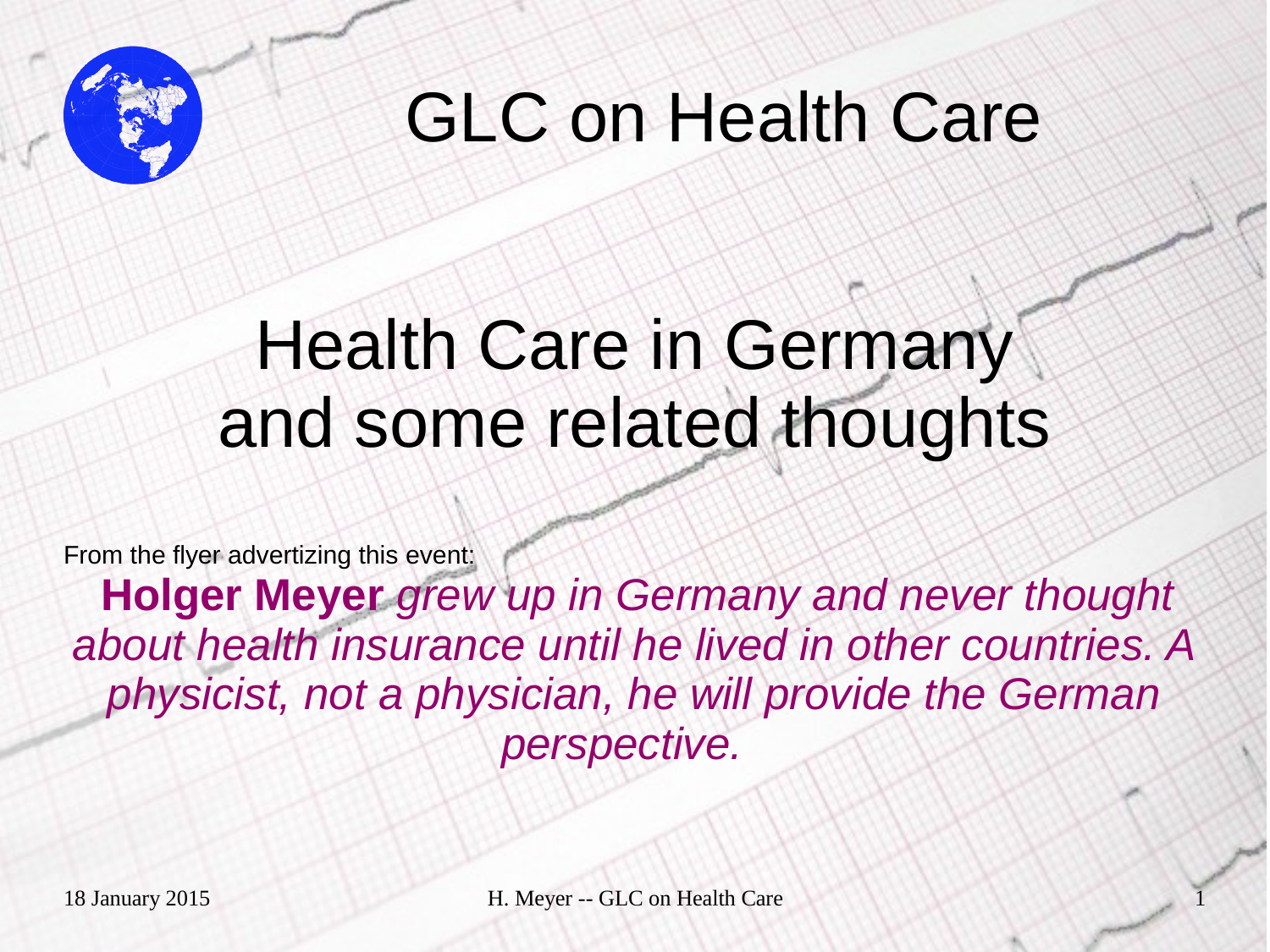# GLC on Health Care

## Health Care in Germany and some related thoughts

From the flyer advertizing this event:

**Holger Meyer** *grew up in Germany and never thought about health insurance until he lived in other countries. A physicist, not a physician, he will provide the German perspective.*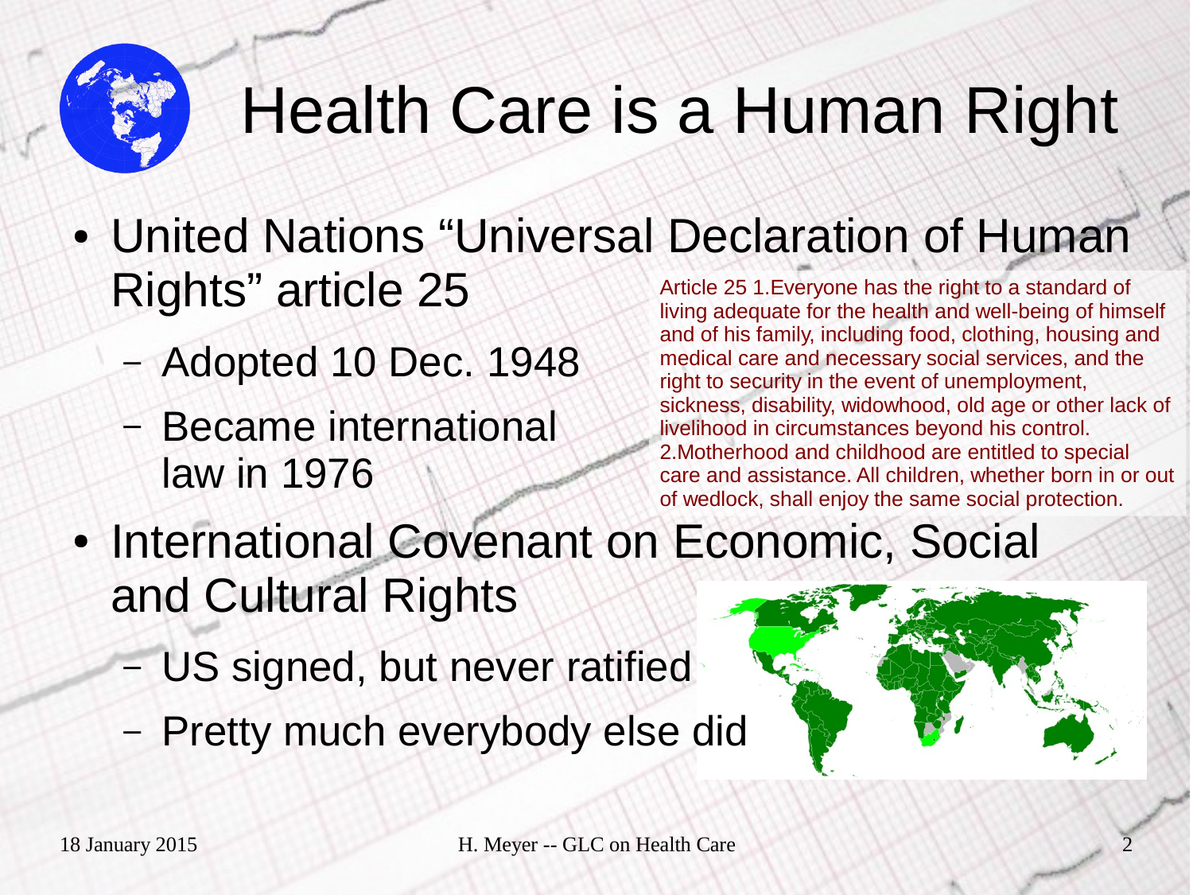# Health Care is a Human Right

- United Nations "Universal Declaration of Human Rights" article 25
  - Adopted 10 Dec. 1948
  - Became international law in 1976

Article 25 1.Everyone has the right to a standard of living adequate for the health and well-being of himself and of his family, including food, clothing, housing and medical care and necessary social services, and the right to security in the event of unemployment, sickness, disability, widowhood, old age or other lack of livelihood in circumstances beyond his control. 2.Motherhood and childhood are entitled to special care and assistance. All children, whether born in or out of wedlock, shall enjoy the same social protection.

- International Covenant on Economic, Social and Cultural Rights
  - US signed, but never ratified
  - Pretty much everybody else did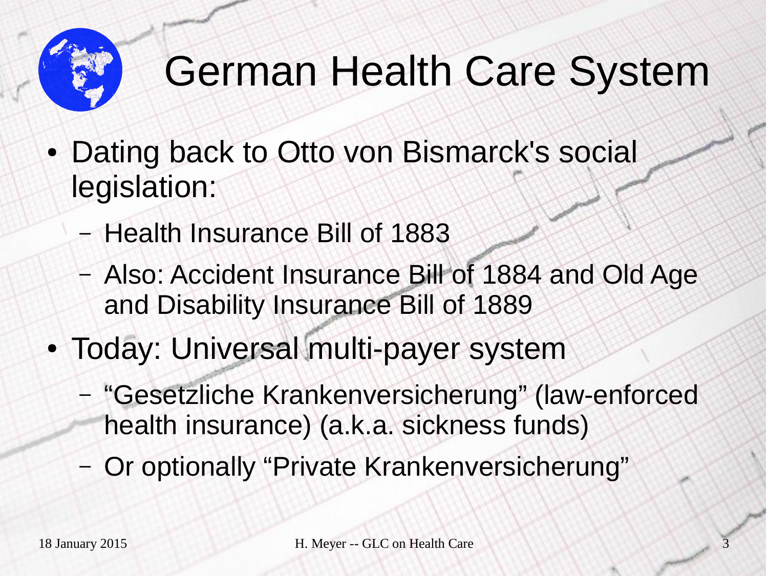# German Health Care System

- Dating back to Otto von Bismarck's social legislation:
  - Health Insurance Bill of 1883
  - Also: Accident Insurance Bill of 1884 and Old Age and Disability Insurance Bill of 1889
- Today: Universal multi-payer system
  - “Gesetzliche Krankenversicherung” (law-enforced health insurance) (a.k.a. sickness funds)
  - Or optionally “Private Krankenversicherung”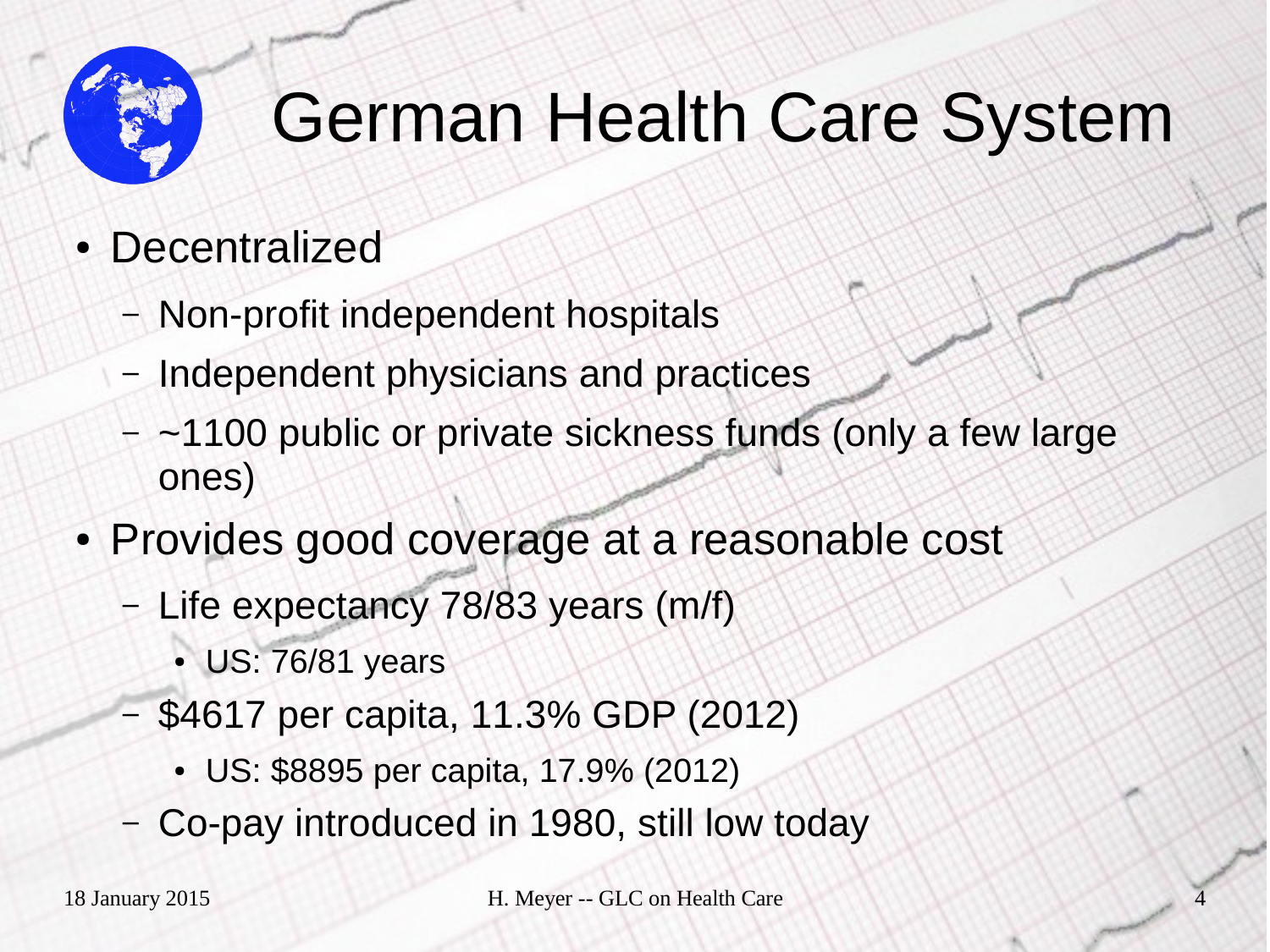# German Health Care System

- Decentralized
  - Non-profit independent hospitals
  - Independent physicians and practices
  - ~1100 public or private sickness funds (only a few large ones)
- Provides good coverage at a reasonable cost
  - Life expectancy 78/83 years (m/f)
    - US: 76/81 years
  - $4617 per capita, 11.3% GDP (2012)
    - US: $8895 per capita, 17.9% (2012)
  - Co-pay introduced in 1980, still low today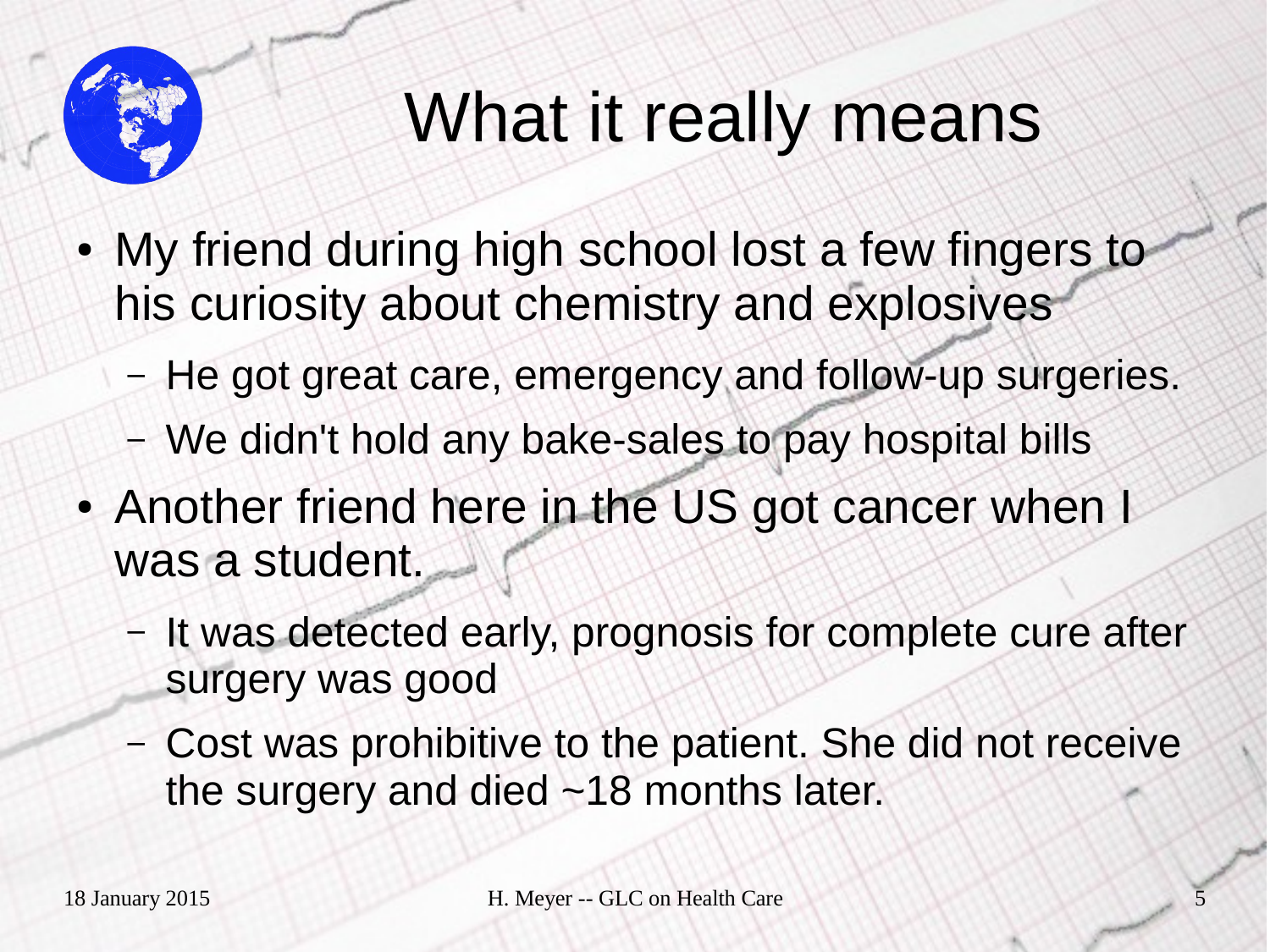# What it really means

- My friend during high school lost a few fingers to his curiosity about chemistry and explosives
  - He got great care, emergency and follow-up surgeries.
  - We didn't hold any bake-sales to pay hospital bills
- Another friend here in the US got cancer when I was a student.
  - It was detected early, prognosis for complete cure after surgery was good
  - Cost was prohibitive to the patient. She did not receive the surgery and died ~18 months later.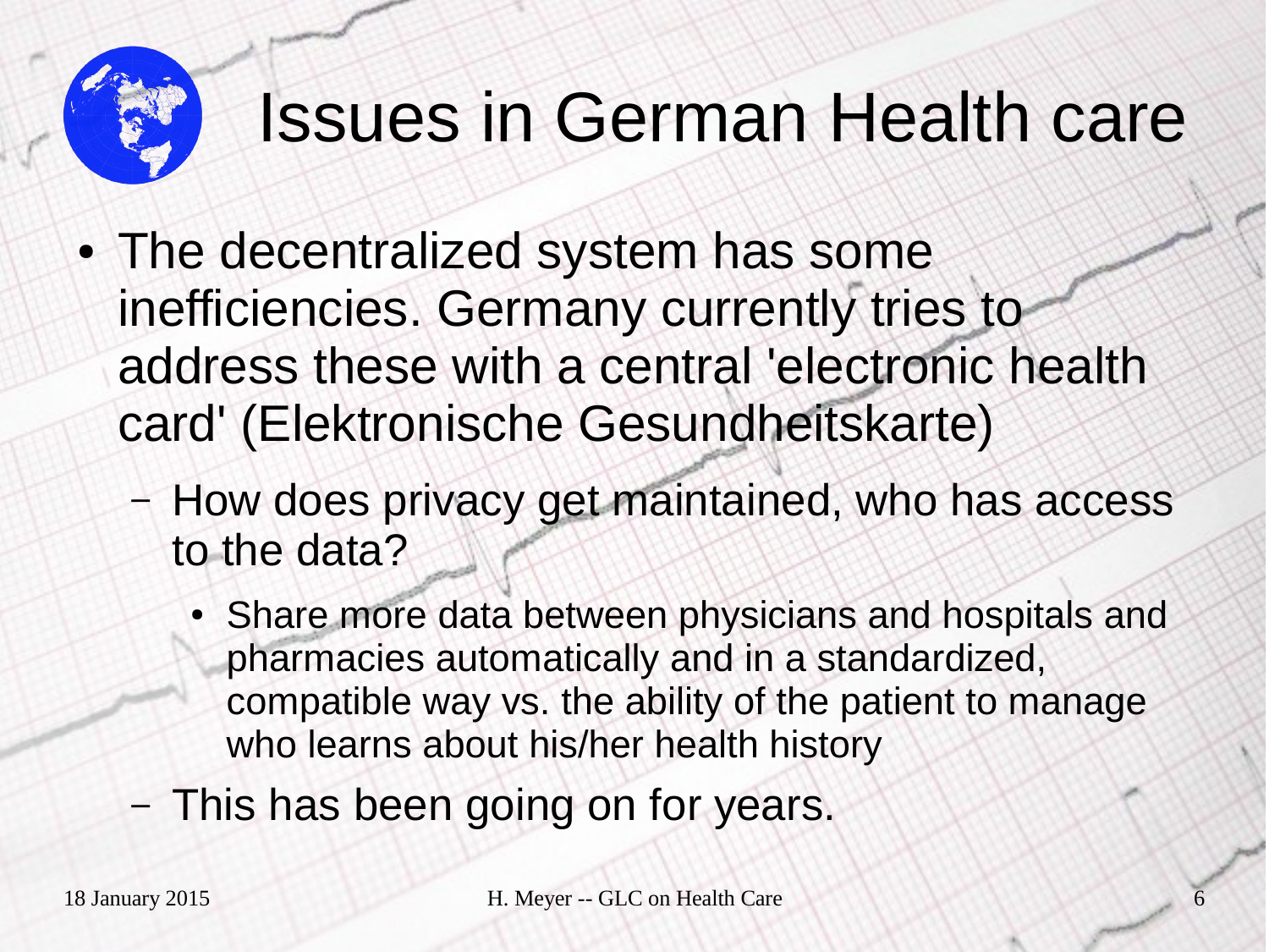# Issues in German Health care

- The decentralized system has some inefficiencies. Germany currently tries to address these with a central 'electronic health card' (Elektronische Gesundheitskarte)
  - How does privacy get maintained, who has access to the data?
    - Share more data between physicians and hospitals and pharmacies automatically and in a standardized, compatible way vs. the ability of the patient to manage who learns about his/her health history
  - This has been going on for years.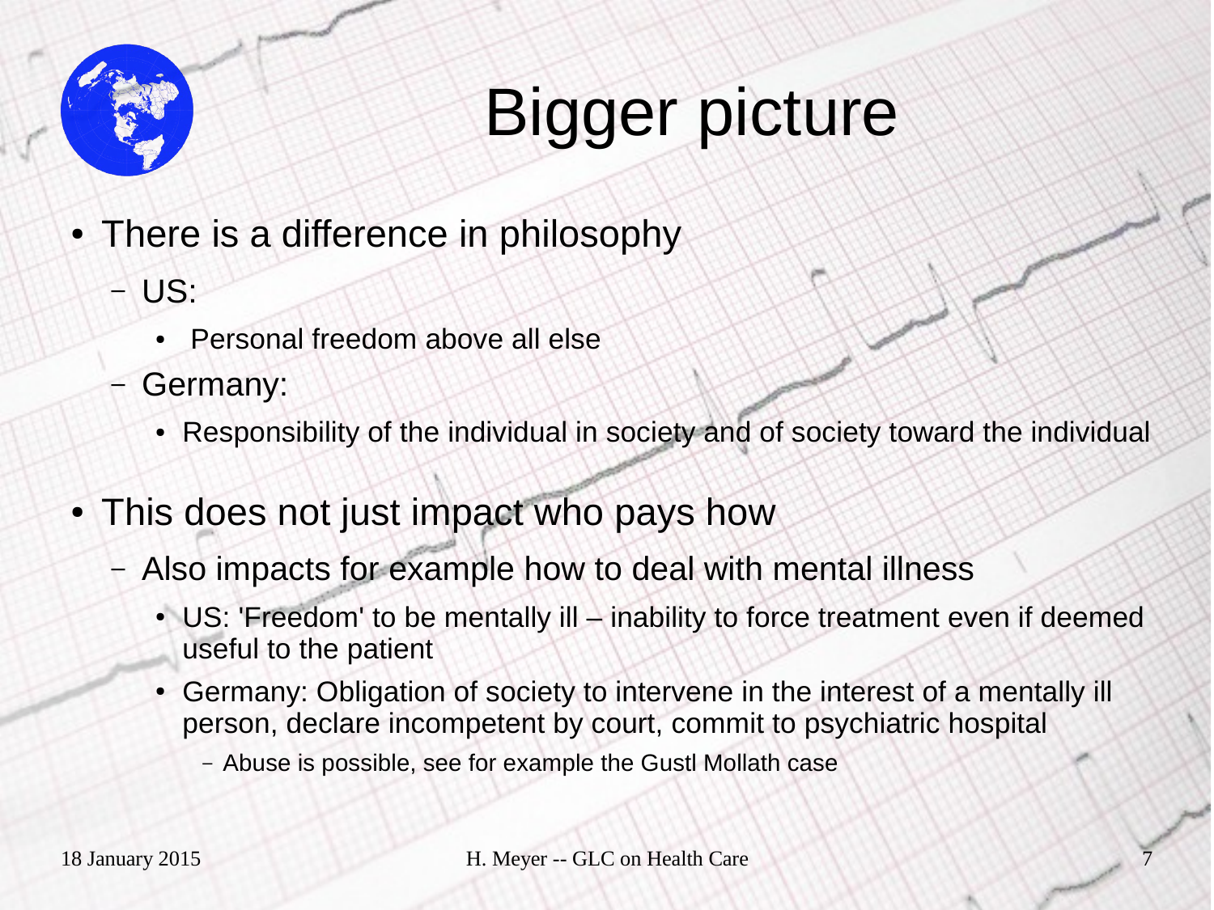# Bigger picture

- There is a difference in philosophy
  - US:
    - Personal freedom above all else
  - Germany:
    - Responsibility of the individual in society and of society toward the individual
- This does not just impact who pays how
  - Also impacts for example how to deal with mental illness
    - US: 'Freedom' to be mentally ill – inability to force treatment even if deemed useful to the patient
    - Germany: Obligation of society to intervene in the interest of a mentally ill person, declare incompetent by court, commit to psychiatric hospital
      - Abuse is possible, see for example the Gustl Mollath case